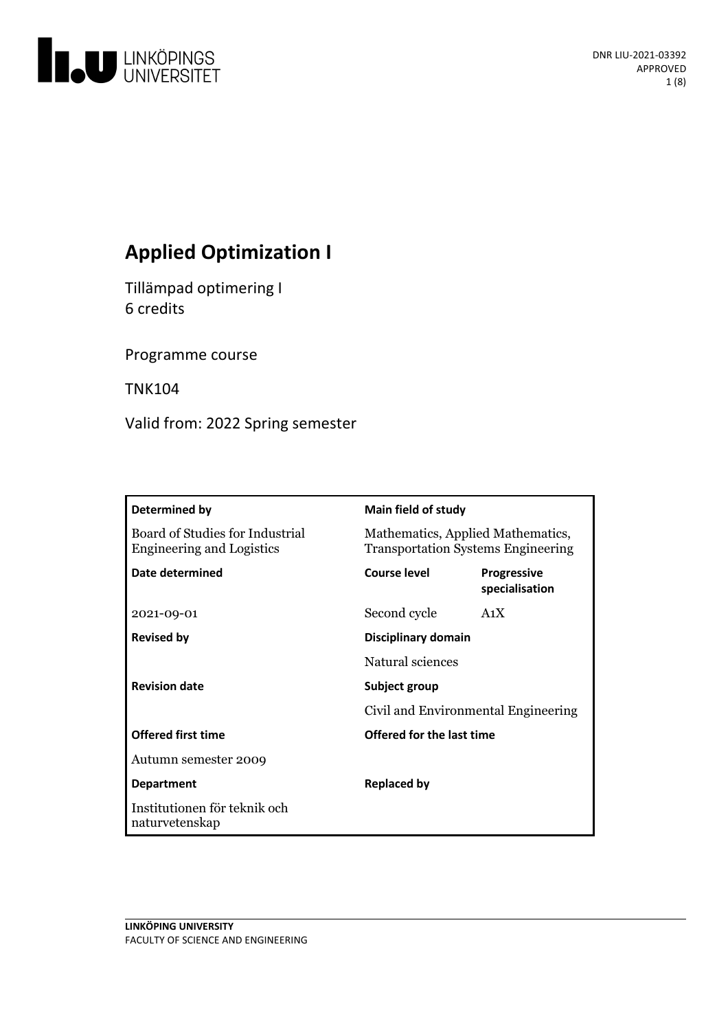DNR LIU-2021-03392
APPROVED

# Applied Optimization I

Tillämpad optimering I
6 credits

Programme course

TNK104

Valid from: 2022 Spring semester

| Determined by | Main field of study | |
|---|---|---|
| Board of Studies for Industrial Engineering and Logistics | Mathematics, Applied Mathematics, Transportation Systems Engineering | |
| **Date determined** | **Course level** | **Progressive specialisation** |
| 2021-09-01 | Second cycle | A1X |
| **Revised by** | **Disciplinary domain** | |
| | Natural sciences | |
| **Revision date** | **Subject group** | |
| | Civil and Environmental Engineering | |
| **Offered first time** | **Offered for the last time** | |
| Autumn semester 2009 | | |
| **Department** | **Replaced by** | |
| Institutionen för teknik och naturvetenskap | | |

**LINKÖPING UNIVERSITY**
FACULTY OF SCIENCE AND ENGINEERING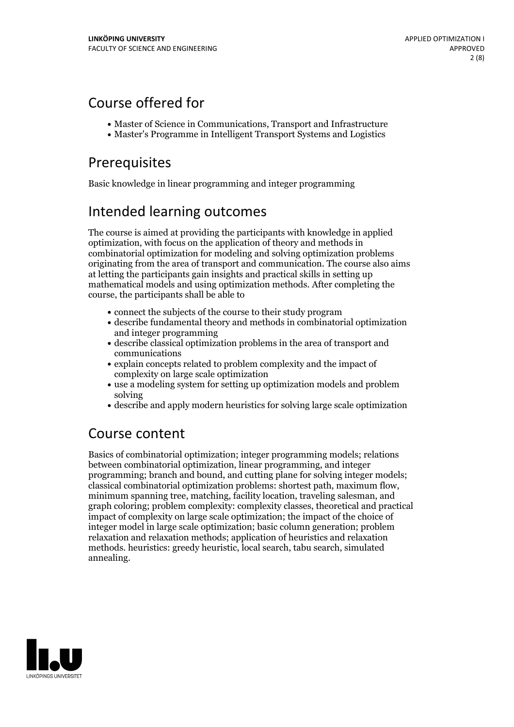## Course offered for

- Master of Science in Communications, Transport and Infrastructure
- Master's Programme in Intelligent Transport Systems and Logistics

## Prerequisites

Basic knowledge in linear programming and integer programming

## Intended learning outcomes

The course is aimed at providing the participants with knowledge in applied optimization, with focus on the application of theory and methods in combinatorial optimization for modeling and solving optimization problems originating from the area of transport and communication. The course also aims at letting the participants gain insights and practical skills in setting up mathematical models and using optimization methods. After completing the course, the participants shall be able to

- connect the subjects of the course to their study program
- describe fundamental theory and methods in combinatorial optimization and integer programming
- describe classical optimization problems in the area of transport and communications
- explain concepts related to problem complexity and the impact of complexity on large scale optimization
- use a modeling system for setting up optimization models and problem solving
- describe and apply modern heuristics for solving large scale optimization

## Course content

Basics of combinatorial optimization; integer programming models; relations between combinatorial optimization, linear programming, and integer programming; branch and bound, and cutting plane for solving integer models; classical combinatorial optimization problems: shortest path, maximum flow, minimum spanning tree, matching, facility location, traveling salesman, and graph coloring; problem complexity: complexity classes, theoretical and practical impact of complexity on large scale optimization; the impact of the choice of integer model in large scale optimization; basic column generation; problem relaxation and relaxation methods; application of heuristics and relaxation methods. heuristics: greedy heuristic, local search, tabu search, simulated annealing.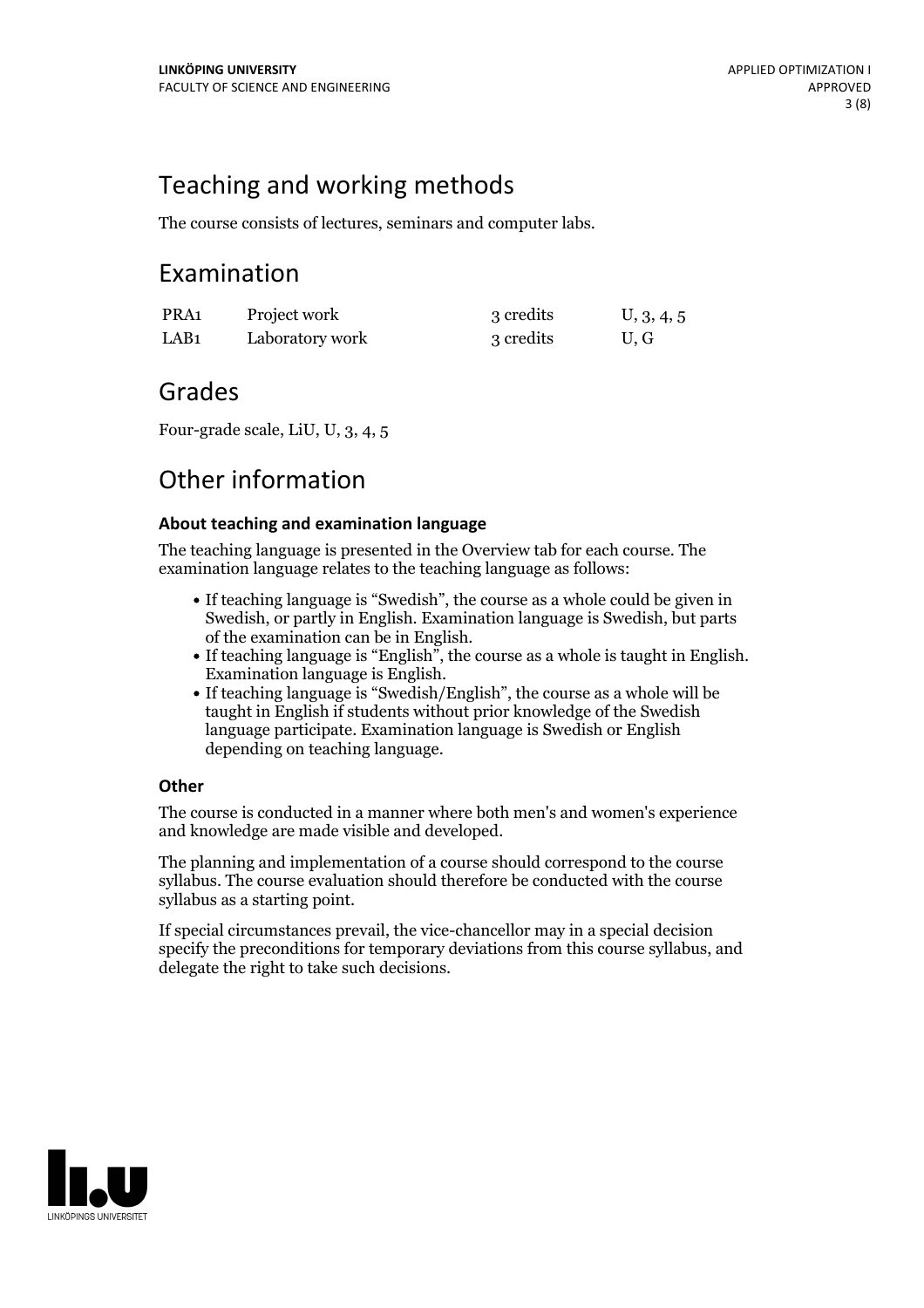## Teaching and working methods

The course consists of lectures, seminars and computer labs.

## Examination

| | | | |
|---|---|---|---|
| PRA1 | Project work | 3 credits | U, 3, 4, 5 |
| LAB1 | Laboratory work | 3 credits | U, G |

## Grades

Four-grade scale, LiU, U, 3, 4, 5

## Other information

### About teaching and examination language

The teaching language is presented in the Overview tab for each course. The examination language relates to the teaching language as follows:

- If teaching language is "Swedish", the course as a whole could be given in Swedish, or partly in English. Examination language is Swedish, but parts of the examination can be in English.
- If teaching language is "English", the course as a whole is taught in English. Examination language is English.
- If teaching language is "Swedish/English", the course as a whole will be taught in English if students without prior knowledge of the Swedish language participate. Examination language is Swedish or English depending on teaching language.

### Other

The course is conducted in a manner where both men's and women's experience and knowledge are made visible and developed.

The planning and implementation of a course should correspond to the course syllabus. The course evaluation should therefore be conducted with the course syllabus as a starting point.

If special circumstances prevail, the vice-chancellor may in a special decision specify the preconditions for temporary deviations from this course syllabus, and delegate the right to take such decisions.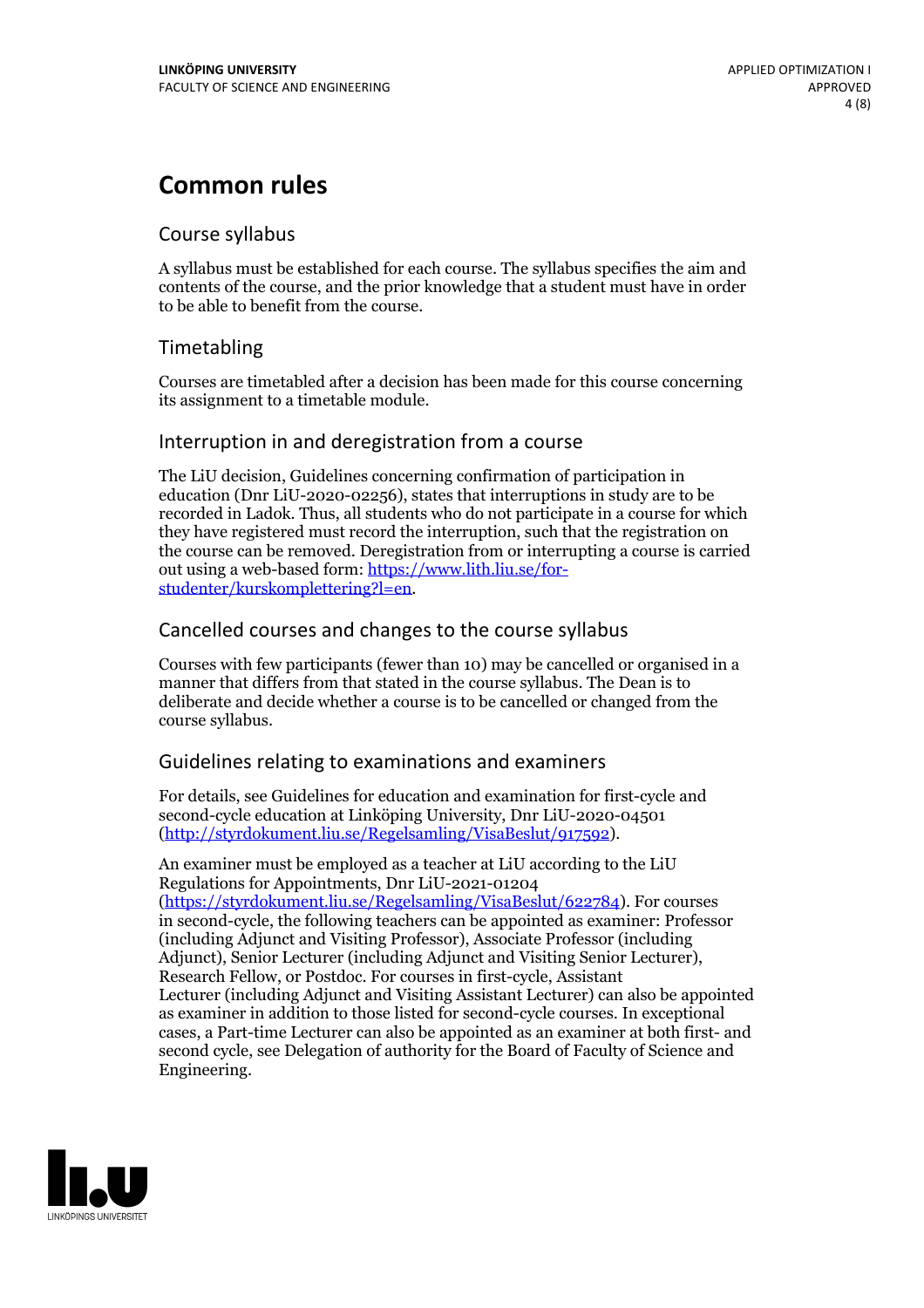# Common rules

## Course syllabus

A syllabus must be established for each course. The syllabus specifies the aim and contents of the course, and the prior knowledge that a student must have in order to be able to benefit from the course.

## Timetabling

Courses are timetabled after a decision has been made for this course concerning its assignment to a timetable module.

## Interruption in and deregistration from a course

The LiU decision, Guidelines concerning confirmation of participation in education (Dnr LiU-2020-02256), states that interruptions in study are to be recorded in Ladok. Thus, all students who do not participate in a course for which they have registered must record the interruption, such that the registration on the course can be removed. Deregistration from or interrupting a course is carried out using a web-based form: [https://www.lith.liu.se/for-studenter/kurskomplettering?l=en](https://www.lith.liu.se/for-studenter/kurskomplettering?l=en).

## Cancelled courses and changes to the course syllabus

Courses with few participants (fewer than 10) may be cancelled or organised in a manner that differs from that stated in the course syllabus. The Dean is to deliberate and decide whether a course is to be cancelled or changed from the course syllabus.

## Guidelines relating to examinations and examiners

For details, see Guidelines for education and examination for first-cycle and second-cycle education at Linköping University, Dnr LiU-2020-04501 ([http://styrdokument.liu.se/Regelsamling/VisaBeslut/917592](http://styrdokument.liu.se/Regelsamling/VisaBeslut/917592)).

An examiner must be employed as a teacher at LiU according to the LiU Regulations for Appointments, Dnr LiU-2021-01204 ([https://styrdokument.liu.se/Regelsamling/VisaBeslut/622784](https://styrdokument.liu.se/Regelsamling/VisaBeslut/622784)). For courses in second-cycle, the following teachers can be appointed as examiner: Professor (including Adjunct and Visiting Professor), Associate Professor (including Adjunct), Senior Lecturer (including Adjunct and Visiting Senior Lecturer), Research Fellow, or Postdoc. For courses in first-cycle, Assistant Lecturer (including Adjunct and Visiting Assistant Lecturer) can also be appointed as examiner in addition to those listed for second-cycle courses. In exceptional cases, a Part-time Lecturer can also be appointed as an examiner at both first- and second cycle, see Delegation of authority for the Board of Faculty of Science and Engineering.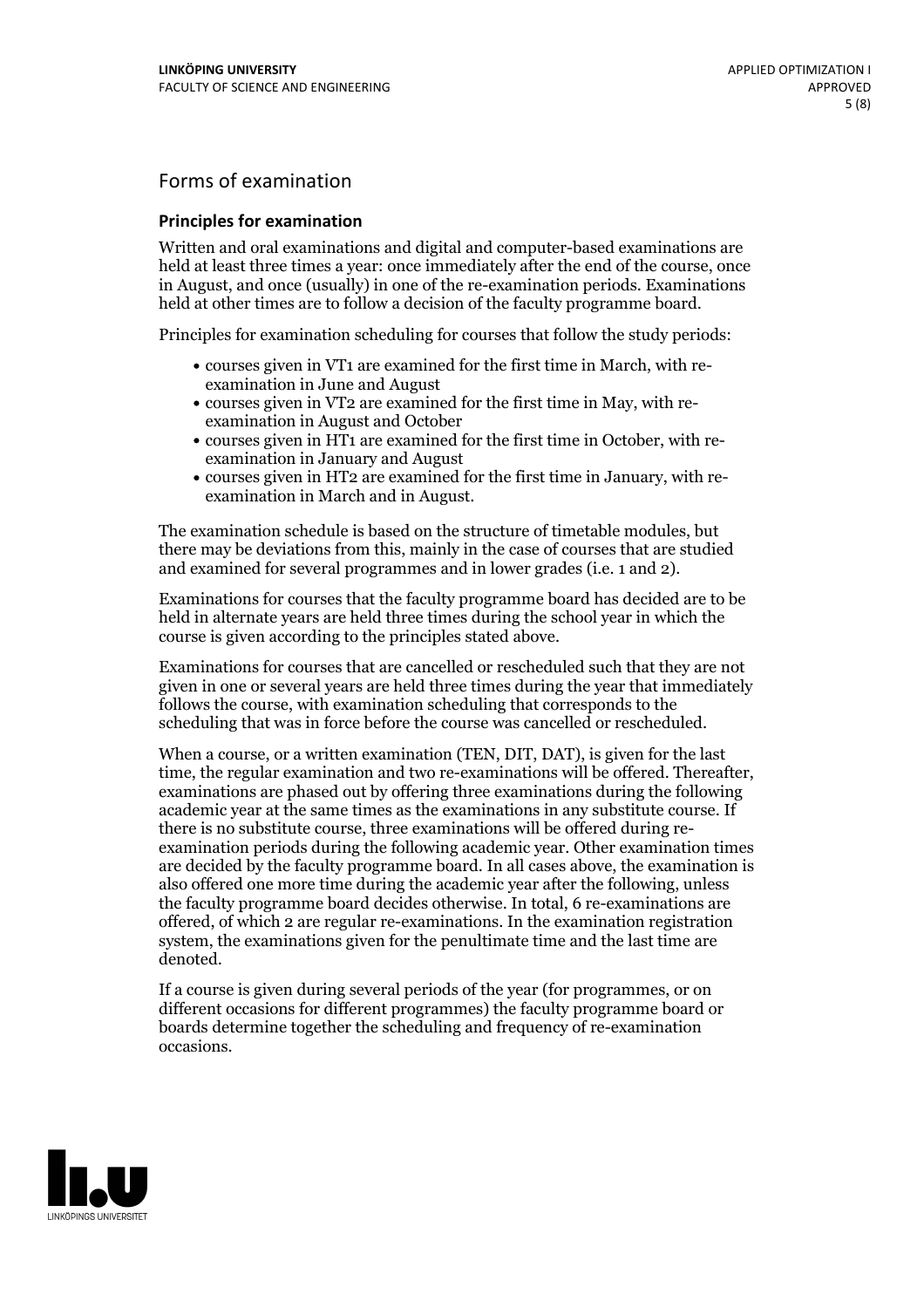## Forms of examination

### Principles for examination

Written and oral examinations and digital and computer-based examinations are held at least three times a year: once immediately after the end of the course, once in August, and once (usually) in one of the re-examination periods. Examinations held at other times are to follow a decision of the faculty programme board.

Principles for examination scheduling for courses that follow the study periods:

- courses given in VT1 are examined for the first time in March, with re-examination in June and August
- courses given in VT2 are examined for the first time in May, with re-examination in August and October
- courses given in HT1 are examined for the first time in October, with re-examination in January and August
- courses given in HT2 are examined for the first time in January, with re-examination in March and in August.

The examination schedule is based on the structure of timetable modules, but there may be deviations from this, mainly in the case of courses that are studied and examined for several programmes and in lower grades (i.e. 1 and 2).

Examinations for courses that the faculty programme board has decided are to be held in alternate years are held three times during the school year in which the course is given according to the principles stated above.

Examinations for courses that are cancelled or rescheduled such that they are not given in one or several years are held three times during the year that immediately follows the course, with examination scheduling that corresponds to the scheduling that was in force before the course was cancelled or rescheduled.

When a course, or a written examination (TEN, DIT, DAT), is given for the last time, the regular examination and two re-examinations will be offered. Thereafter, examinations are phased out by offering three examinations during the following academic year at the same times as the examinations in any substitute course. If there is no substitute course, three examinations will be offered during re-examination periods during the following academic year. Other examination times are decided by the faculty programme board. In all cases above, the examination is also offered one more time during the academic year after the following, unless the faculty programme board decides otherwise. In total, 6 re-examinations are offered, of which 2 are regular re-examinations. In the examination registration system, the examinations given for the penultimate time and the last time are denoted.

If a course is given during several periods of the year (for programmes, or on different occasions for different programmes) the faculty programme board or boards determine together the scheduling and frequency of re-examination occasions.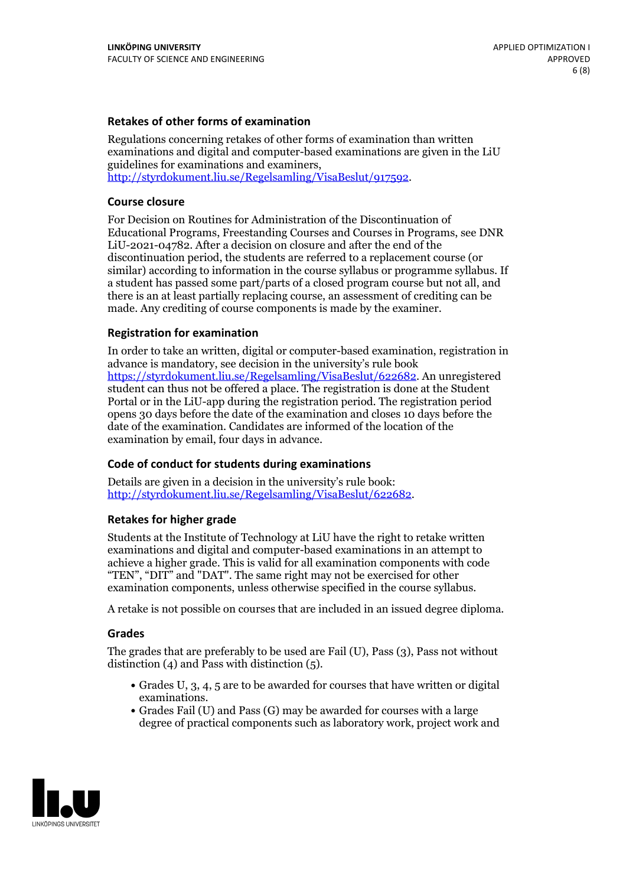### Retakes of other forms of examination

Regulations concerning retakes of other forms of examination than written examinations and digital and computer-based examinations are given in the LiU guidelines for examinations and examiners, http://styrdokument.liu.se/Regelsamling/VisaBeslut/917592.

### Course closure

For Decision on Routines for Administration of the Discontinuation of Educational Programs, Freestanding Courses and Courses in Programs, see DNR LiU-2021-04782. After a decision on closure and after the end of the discontinuation period, the students are referred to a replacement course (or similar) according to information in the course syllabus or programme syllabus. If a student has passed some part/parts of a closed program course but not all, and there is an at least partially replacing course, an assessment of crediting can be made. Any crediting of course components is made by the examiner.

### Registration for examination

In order to take an written, digital or computer-based examination, registration in advance is mandatory, see decision in the university's rule book https://styrdokument.liu.se/Regelsamling/VisaBeslut/622682. An unregistered student can thus not be offered a place. The registration is done at the Student Portal or in the LiU-app during the registration period. The registration period opens 30 days before the date of the examination and closes 10 days before the date of the examination. Candidates are informed of the location of the examination by email, four days in advance.

### Code of conduct for students during examinations

Details are given in a decision in the university's rule book: http://styrdokument.liu.se/Regelsamling/VisaBeslut/622682.

### Retakes for higher grade

Students at the Institute of Technology at LiU have the right to retake written examinations and digital and computer-based examinations in an attempt to achieve a higher grade. This is valid for all examination components with code "TEN", "DIT" and "DAT". The same right may not be exercised for other examination components, unless otherwise specified in the course syllabus.

A retake is not possible on courses that are included in an issued degree diploma.

### Grades

The grades that are preferably to be used are Fail (U), Pass (3), Pass not without distinction (4) and Pass with distinction (5).

- Grades U, 3, 4, 5 are to be awarded for courses that have written or digital examinations.
- Grades Fail (U) and Pass (G) may be awarded for courses with a large degree of practical components such as laboratory work, project work and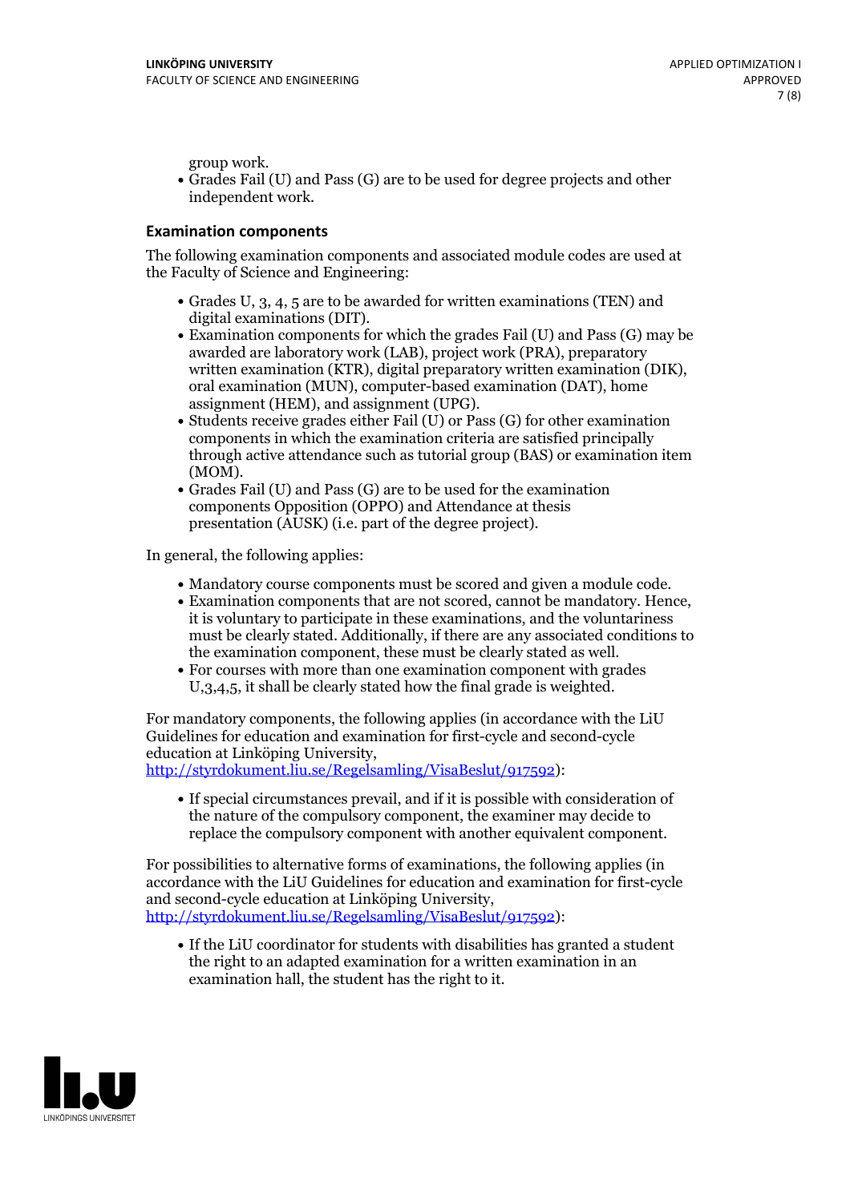group work.

- Grades Fail (U) and Pass (G) are to be used for degree projects and other independent work.

### Examination components

The following examination components and associated module codes are used at the Faculty of Science and Engineering:

- Grades U, 3, 4, 5 are to be awarded for written examinations (TEN) and digital examinations (DIT).
- Examination components for which the grades Fail (U) and Pass (G) may be awarded are laboratory work (LAB), project work (PRA), preparatory written examination (KTR), digital preparatory written examination (DIK), oral examination (MUN), computer-based examination (DAT), home assignment (HEM), and assignment (UPG).
- Students receive grades either Fail (U) or Pass (G) for other examination components in which the examination criteria are satisfied principally through active attendance such as tutorial group (BAS) or examination item (MOM).
- Grades Fail (U) and Pass (G) are to be used for the examination components Opposition (OPPO) and Attendance at thesis presentation (AUSK) (i.e. part of the degree project).

In general, the following applies:

- Mandatory course components must be scored and given a module code.
- Examination components that are not scored, cannot be mandatory. Hence, it is voluntary to participate in these examinations, and the voluntariness must be clearly stated. Additionally, if there are any associated conditions to the examination component, these must be clearly stated as well.
- For courses with more than one examination component with grades U,3,4,5, it shall be clearly stated how the final grade is weighted.

For mandatory components, the following applies (in accordance with the LiU Guidelines for education and examination for first-cycle and second-cycle education at Linköping University, http://styrdokument.liu.se/Regelsamling/VisaBeslut/917592):

- If special circumstances prevail, and if it is possible with consideration of the nature of the compulsory component, the examiner may decide to replace the compulsory component with another equivalent component.

For possibilities to alternative forms of examinations, the following applies (in accordance with the LiU Guidelines for education and examination for first-cycle and second-cycle education at Linköping University, http://styrdokument.liu.se/Regelsamling/VisaBeslut/917592):

- If the LiU coordinator for students with disabilities has granted a student the right to an adapted examination for a written examination in an examination hall, the student has the right to it.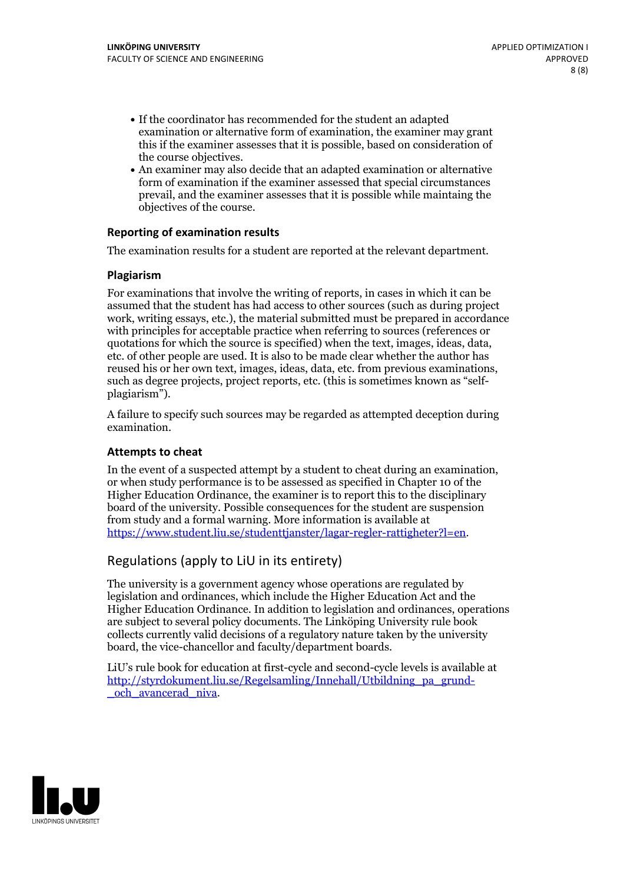- If the coordinator has recommended for the student an adapted examination or alternative form of examination, the examiner may grant this if the examiner assesses that it is possible, based on consideration of the course objectives.
- An examiner may also decide that an adapted examination or alternative form of examination if the examiner assessed that special circumstances prevail, and the examiner assesses that it is possible while maintaing the objectives of the course.

### Reporting of examination results

The examination results for a student are reported at the relevant department.

### Plagiarism

For examinations that involve the writing of reports, in cases in which it can be assumed that the student has had access to other sources (such as during project work, writing essays, etc.), the material submitted must be prepared in accordance with principles for acceptable practice when referring to sources (references or quotations for which the source is specified) when the text, images, ideas, data, etc. of other people are used. It is also to be made clear whether the author has reused his or her own text, images, ideas, data, etc. from previous examinations, such as degree projects, project reports, etc. (this is sometimes known as "self-plagiarism").

A failure to specify such sources may be regarded as attempted deception during examination.

### Attempts to cheat

In the event of a suspected attempt by a student to cheat during an examination, or when study performance is to be assessed as specified in Chapter 10 of the Higher Education Ordinance, the examiner is to report this to the disciplinary board of the university. Possible consequences for the student are suspension from study and a formal warning. More information is available at https://www.student.liu.se/studenttjanster/lagar-regler-rattigheter?l=en.

## Regulations (apply to LiU in its entirety)

The university is a government agency whose operations are regulated by legislation and ordinances, which include the Higher Education Act and the Higher Education Ordinance. In addition to legislation and ordinances, operations are subject to several policy documents. The Linköping University rule book collects currently valid decisions of a regulatory nature taken by the university board, the vice-chancellor and faculty/department boards.

LiU's rule book for education at first-cycle and second-cycle levels is available at http://styrdokument.liu.se/Regelsamling/Innehall/Utbildning_pa_grund-_och_avancerad_niva.